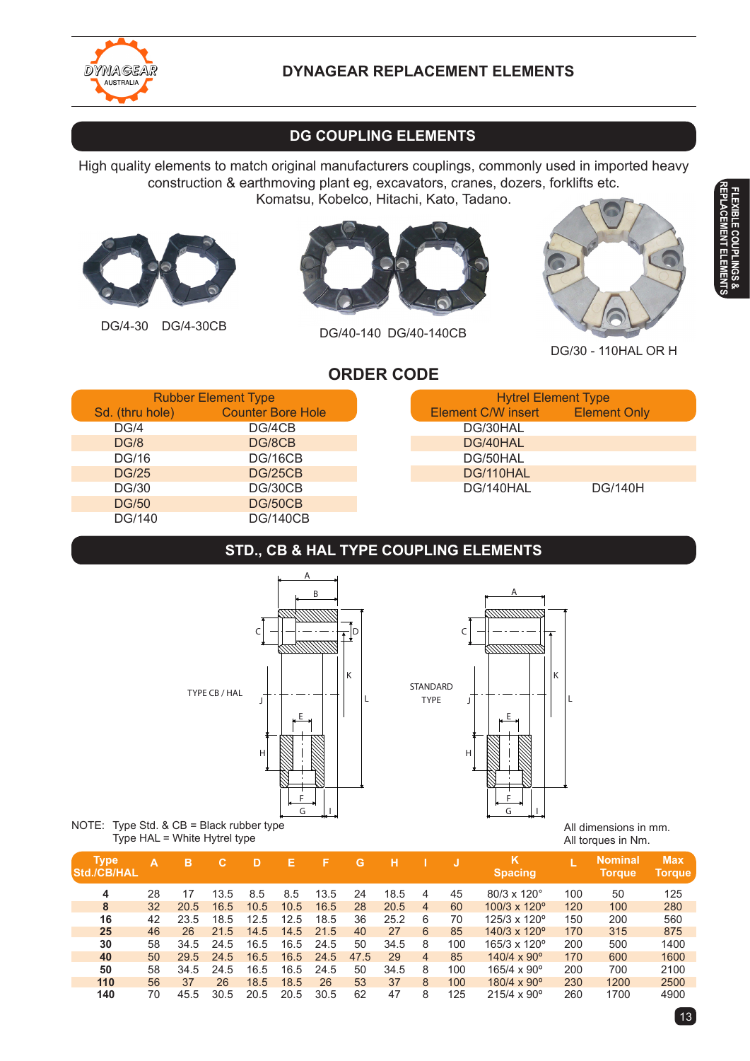# DYNAGEAR REPLACEMENT ELEMENTS

## DG COUPLING ELEMENTS

High quality elements to match original manufacturers couplings, commonly used in imported heavy construction & earthmoving plant eg, excavators, cranes, dozers, forklifts etc.
Komatsu, Kobelco, Hitachi, Kato, Tadano.

DG/4-30 DG/4-30CB

DG/40-140 DG/40-140CB

DG/30 - 110HAL OR H

## ORDER CODE

| Rubber Element Type | |
|---|---|
| Sd. (thru hole) | Counter Bore Hole |
| DG/4 | DG/4CB |
| DG/8 | DG/8CB |
| DG/16 | DG/16CB |
| DG/25 | DG/25CB |
| DG/30 | DG/30CB |
| DG/50 | DG/50CB |
| DG/140 | DG/140CB |

| Hytrel Element Type | |
|---|---|
| Element C/W insert | Element Only |
| DG/30HAL | |
| DG/40HAL | |
| DG/50HAL | |
| DG/110HAL | |
| DG/140HAL | DG/140H |

## STD., CB & HAL TYPE COUPLING ELEMENTS

TYPE CB / HAL

STANDARD TYPE

NOTE: Type Std. & CB = Black rubber type
Type HAL = White Hytrel type

All dimensions in mm.
All torques in Nm.

| Type Std./CB/HAL | A | B | C | D | E | F | G | H | I | J | K Spacing | L | Nominal Torque | Max Torque |
|---|---|---|---|---|---|---|---|---|---|---|---|---|---|---|
| 4 | 28 | 17 | 13.5 | 8.5 | 8.5 | 13.5 | 24 | 18.5 | 4 | 45 | 80/3 x 120° | 100 | 50 | 125 |
| 8 | 32 | 20.5 | 16.5 | 10.5 | 10.5 | 16.5 | 28 | 20.5 | 4 | 60 | 100/3 x 120° | 120 | 100 | 280 |
| 16 | 42 | 23.5 | 18.5 | 12.5 | 12.5 | 18.5 | 36 | 25.2 | 6 | 70 | 125/3 x 120° | 150 | 200 | 560 |
| 25 | 46 | 26 | 21.5 | 14.5 | 14.5 | 21.5 | 40 | 27 | 6 | 85 | 140/3 x 120° | 170 | 315 | 875 |
| 30 | 58 | 34.5 | 24.5 | 16.5 | 16.5 | 24.5 | 50 | 34.5 | 8 | 100 | 165/3 x 120° | 200 | 500 | 1400 |
| 40 | 50 | 29.5 | 24.5 | 16.5 | 16.5 | 24.5 | 47.5 | 29 | 4 | 85 | 140/4 x 90° | 170 | 600 | 1600 |
| 50 | 58 | 34.5 | 24.5 | 16.5 | 16.5 | 24.5 | 50 | 34.5 | 8 | 100 | 165/4 x 90° | 200 | 700 | 2100 |
| 110 | 56 | 37 | 26 | 18.5 | 18.5 | 26 | 53 | 37 | 8 | 100 | 180/4 x 90° | 230 | 1200 | 2500 |
| 140 | 70 | 45.5 | 30.5 | 20.5 | 20.5 | 30.5 | 62 | 47 | 8 | 125 | 215/4 x 90° | 260 | 1700 | 4900 |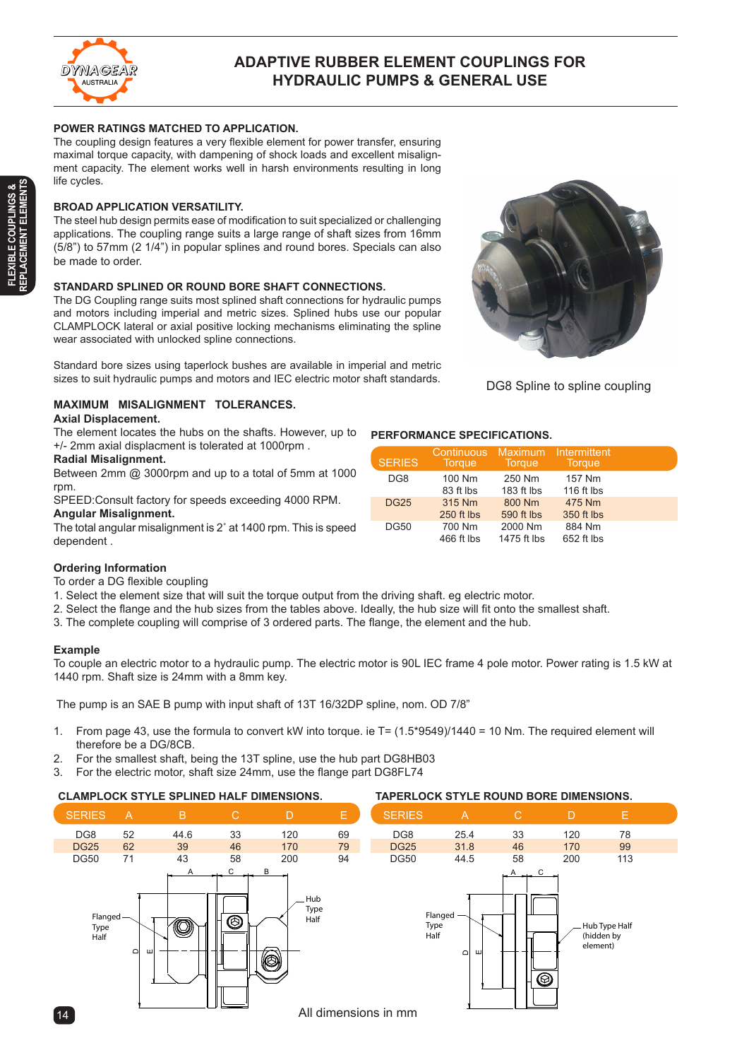# ADAPTIVE RUBBER ELEMENT COUPLINGS FOR HYDRAULIC PUMPS & GENERAL USE

### POWER RATINGS MATCHED TO APPLICATION.

The coupling design features a very flexible element for power transfer, ensuring maximal torque capacity, with dampening of shock loads and excellent misalignment capacity. The element works well in harsh environments resulting in long life cycles.

### BROAD APPLICATION VERSATILITY.

The steel hub design permits ease of modification to suit specialized or challenging applications. The coupling range suits a large range of shaft sizes from 16mm (5/8") to 57mm (2 1/4") in popular splines and round bores. Specials can also be made to order.

### STANDARD SPLINED OR ROUND BORE SHAFT CONNECTIONS.

The DG Coupling range suits most splined shaft connections for hydraulic pumps and motors including imperial and metric sizes. Splined hubs use our popular CLAMPLOCK lateral or axial positive locking mechanisms eliminating the spline wear associated with unlocked spline connections.

Standard bore sizes using taperlock bushes are available in imperial and metric sizes to suit hydraulic pumps and motors and IEC electric motor shaft standards.

DG8 Spline to spline coupling

### MAXIMUM MISALIGNMENT TOLERANCES.

**Axial Displacement.**
The element locates the hubs on the shafts. However, up to +/- 2mm axial displacment is tolerated at 1000rpm .

**Radial Misalignment.**
Between 2mm @ 3000rpm and up to a total of 5mm at 1000 rpm.

SPEED:Consult factory for speeds exceeding 4000 RPM.

**Angular Misalignment.**
The total angular misalignment is 2˚ at 1400 rpm. This is speed dependent .

### PERFORMANCE SPECIFICATIONS.

| SERIES | Continuous Torque | Maximum Torque | Intermittent Torque |
|---|---|---|---|
| DG8 | 100 Nm<br>83 ft lbs | 250 Nm<br>183 ft lbs | 157 Nm<br>116 ft lbs |
| DG25 | 315 Nm<br>250 ft lbs | 800 Nm<br>590 ft lbs | 475 Nm<br>350 ft lbs |
| DG50 | 700 Nm<br>466 ft lbs | 2000 Nm<br>1475 ft lbs | 884 Nm<br>652 ft lbs |

### Ordering Information

To order a DG flexible coupling

1. Select the element size that will suit the torque output from the driving shaft. eg electric motor.
2. Select the flange and the hub sizes from the tables above. Ideally, the hub size will fit onto the smallest shaft.
3. The complete coupling will comprise of 3 ordered parts. The flange, the element and the hub.

### Example

To couple an electric motor to a hydraulic pump. The electric motor is 90L IEC frame 4 pole motor. Power rating is 1.5 kW at 1440 rpm. Shaft size is 24mm with a 8mm key.

The pump is an SAE B pump with input shaft of 13T 16/32DP spline, nom. OD 7/8"

1. From page 43, use the formula to convert kW into torque. ie T= (1.5*9549)/1440 = 10 Nm. The required element will therefore be a DG/8CB.
2. For the smallest shaft, being the 13T spline, use the hub part DG8HB03
3. For the electric motor, shaft size 24mm, use the flange part DG8FL74

### CLAMPLOCK STYLE SPLINED HALF DIMENSIONS.

| SERIES | A | B | C | D | E |
|---|---|---|---|---|---|
| DG8 | 52 | 44.6 | 33 | 120 | 69 |
| DG25 | 62 | 39 | 46 | 170 | 79 |
| DG50 | 71 | 43 | 58 | 200 | 94 |

### TAPERLOCK STYLE ROUND BORE DIMENSIONS.

| SERIES | A | C | D | E |
|---|---|---|---|---|
| DG8 | 25.4 | 33 | 120 | 78 |
| DG25 | 31.8 | 46 | 170 | 99 |
| DG50 | 44.5 | 58 | 200 | 113 |

All dimensions in mm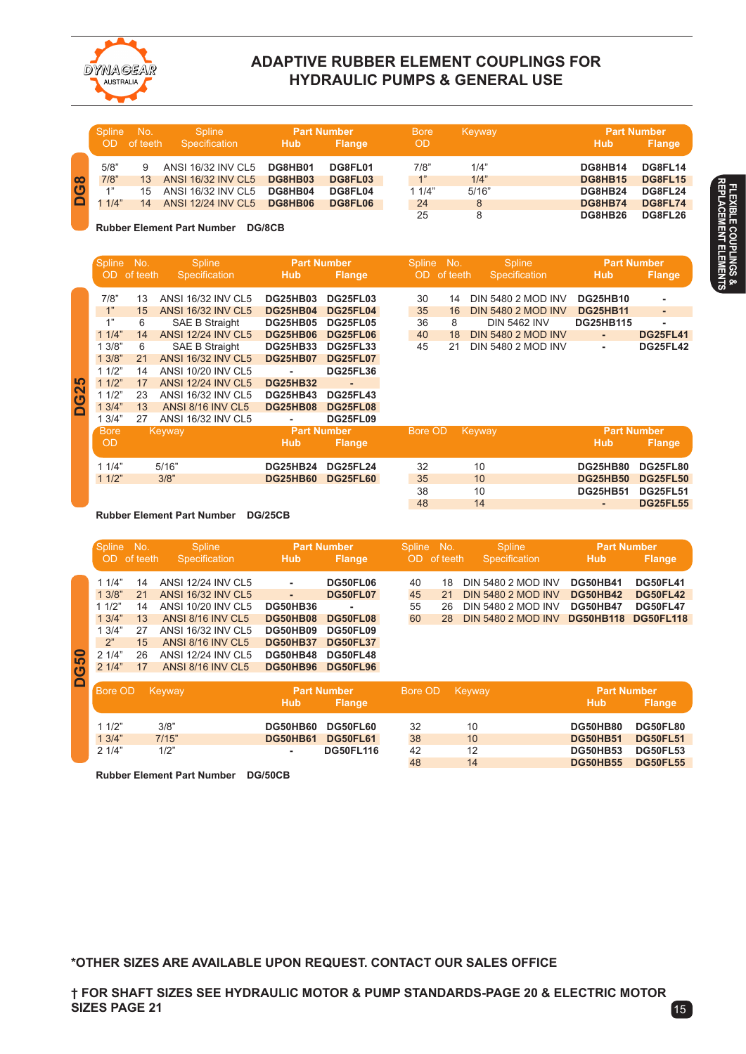# ADAPTIVE RUBBER ELEMENT COUPLINGS FOR HYDRAULIC PUMPS & GENERAL USE

## DG8

| Spline OD | No. of teeth | Spline Specification | Part Number Hub | Part Number Flange |
|---|---|---|---|---|
| 5/8" | 9 | ANSI 16/32 INV CL5 | DG8HB01 | DG8FL01 |
| 7/8" | 13 | ANSI 16/32 INV CL5 | DG8HB03 | DG8FL03 |
| 1" | 15 | ANSI 16/32 INV CL5 | DG8HB04 | DG8FL04 |
| 1 1/4" | 14 | ANSI 12/24 INV CL5 | DG8HB06 | DG8FL06 |

| Bore OD | Keyway | Part Number Hub | Part Number Flange |
|---|---|---|---|
| 7/8" | 1/4" | DG8HB14 | DG8FL14 |
| 1" | 1/4" | DG8HB15 | DG8FL15 |
| 1 1/4" | 5/16" | DG8HB24 | DG8FL24 |
| 24 | 8 | DG8HB74 | DG8FL74 |
| 25 | 8 | DG8HB26 | DG8FL26 |

**Rubber Element Part Number DG/8CB**

## DG25

| Spline OD | No. of teeth | Spline Specification | Part Number Hub | Part Number Flange |
|---|---|---|---|---|
| 7/8" | 13 | ANSI 16/32 INV CL5 | DG25HB03 | DG25FL03 |
| 1" | 15 | ANSI 16/32 INV CL5 | DG25HB04 | DG25FL04 |
| 1" | 6 | SAE B Straight | DG25HB05 | DG25FL05 |
| 1 1/4" | 14 | ANSI 12/24 INV CL5 | DG25HB06 | DG25FL06 |
| 1 3/8" | 6 | SAE B Straight | DG25HB33 | DG25FL33 |
| 1 3/8" | 21 | ANSI 16/32 INV CL5 | DG25HB07 | DG25FL07 |
| 1 1/2" | 14 | ANSI 10/20 INV CL5 | - | DG25FL36 |
| 1 1/2" | 17 | ANSI 12/24 INV CL5 | DG25HB32 | - |
| 1 1/2" | 23 | ANSI 16/32 INV CL5 | DG25HB43 | DG25FL43 |
| 1 3/4" | 13 | ANSI 8/16 INV CL5 | DG25HB08 | DG25FL08 |
| 1 3/4" | 27 | ANSI 16/32 INV CL5 | - | DG25FL09 |
| 30 | 14 | DIN 5480 2 MOD INV | DG25HB10 | - |
| 35 | 16 | DIN 5480 2 MOD INV | DG25HB11 | - |
| 36 | 8 | DIN 5462 INV | DG25HB115 | - |
| 40 | 18 | DIN 5480 2 MOD INV | - | DG25FL41 |
| 45 | 21 | DIN 5480 2 MOD INV | - | DG25FL42 |

| Bore OD | Keyway | Part Number Hub | Part Number Flange |
|---|---|---|---|
| 1 1/4" | 5/16" | DG25HB24 | DG25FL24 |
| 1 1/2" | 3/8" | DG25HB60 | DG25FL60 |
| 32 | 10 | DG25HB80 | DG25FL80 |
| 35 | 10 | DG25HB50 | DG25FL50 |
| 38 | 10 | DG25HB51 | DG25FL51 |
| 48 | 14 | - | DG25FL55 |

**Rubber Element Part Number DG/25CB**

## DG50

| Spline OD | No. of teeth | Spline Specification | Part Number Hub | Part Number Flange |
|---|---|---|---|---|
| 1 1/4" | 14 | ANSI 12/24 INV CL5 | - | DG50FL06 |
| 1 3/8" | 21 | ANSI 16/32 INV CL5 | - | DG50FL07 |
| 1 1/2" | 14 | ANSI 10/20 INV CL5 | DG50HB36 | - |
| 1 3/4" | 13 | ANSI 8/16 INV CL5 | DG50HB08 | DG50FL08 |
| 1 3/4" | 27 | ANSI 16/32 INV CL5 | DG50HB09 | DG50FL09 |
| 2" | 15 | ANSI 8/16 INV CL5 | DG50HB37 | DG50FL37 |
| 2 1/4" | 26 | ANSI 12/24 INV CL5 | DG50HB48 | DG50FL48 |
| 2 1/4" | 17 | ANSI 8/16 INV CL5 | DG50HB96 | DG50FL96 |
| 40 | 18 | DIN 5480 2 MOD INV | DG50HB41 | DG50FL41 |
| 45 | 21 | DIN 5480 2 MOD INV | DG50HB42 | DG50FL42 |
| 55 | 26 | DIN 5480 2 MOD INV | DG50HB47 | DG50FL47 |
| 60 | 28 | DIN 5480 2 MOD INV | DG50HB118 | DG50FL118 |

| Bore OD | Keyway | Part Number Hub | Part Number Flange |
|---|---|---|---|
| 1 1/2" | 3/8" | DG50HB60 | DG50FL60 |
| 1 3/4" | 7/15" | DG50HB61 | DG50FL61 |
| 2 1/4" | 1/2" | - | DG50FL116 |
| 32 | 10 | DG50HB80 | DG50FL80 |
| 38 | 10 | DG50HB51 | DG50FL51 |
| 42 | 12 | DG50HB53 | DG50FL53 |
| 48 | 14 | DG50HB55 | DG50FL55 |

**Rubber Element Part Number DG/50CB**

**\*OTHER SIZES ARE AVAILABLE UPON REQUEST. CONTACT OUR SALES OFFICE**

**† FOR SHAFT SIZES SEE HYDRAULIC MOTOR & PUMP STANDARDS-PAGE 20 & ELECTRIC MOTOR SIZES PAGE 21**